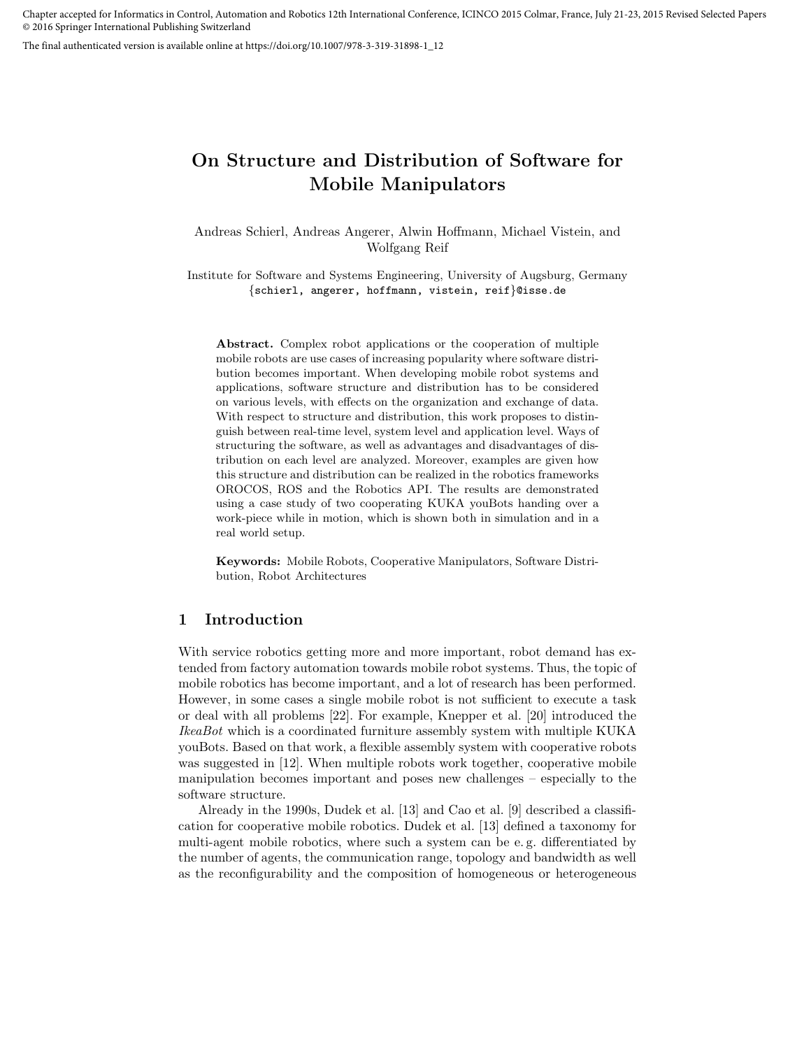Chapter accepted for Informatics in Control, Automation and Robotics 12th International Conference, ICINCO 2015 Colmar, France, July 21-23, 2015 Revised Selected Papers
© 2016 Springer International Publishing Switzerland

The final authenticated version is available online at https://doi.org/10.1007/978-3-319-31898-1_12

# On Structure and Distribution of Software for Mobile Manipulators

Andreas Schierl, Andreas Angerer, Alwin Hoffmann, Michael Vistein, and Wolfgang Reif

Institute for Software and Systems Engineering, University of Augsburg, Germany
{schierl, angerer, hoffmann, vistein, reif}@isse.de

**Abstract.** Complex robot applications or the cooperation of multiple mobile robots are use cases of increasing popularity where software distribution becomes important. When developing mobile robot systems and applications, software structure and distribution has to be considered on various levels, with effects on the organization and exchange of data. With respect to structure and distribution, this work proposes to distinguish between real-time level, system level and application level. Ways of structuring the software, as well as advantages and disadvantages of distribution on each level are analyzed. Moreover, examples are given how this structure and distribution can be realized in the robotics frameworks OROCOS, ROS and the Robotics API. The results are demonstrated using a case study of two cooperating KUKA youBots handing over a work-piece while in motion, which is shown both in simulation and in a real world setup.

**Keywords:** Mobile Robots, Cooperative Manipulators, Software Distribution, Robot Architectures

## 1 Introduction

With service robotics getting more and more important, robot demand has extended from factory automation towards mobile robot systems. Thus, the topic of mobile robotics has become important, and a lot of research has been performed. However, in some cases a single mobile robot is not sufficient to execute a task or deal with all problems [22]. For example, Knepper et al. [20] introduced the *IkeaBot* which is a coordinated furniture assembly system with multiple KUKA youBots. Based on that work, a flexible assembly system with cooperative robots was suggested in [12]. When multiple robots work together, cooperative mobile manipulation becomes important and poses new challenges – especially to the software structure.

Already in the 1990s, Dudek et al. [13] and Cao et al. [9] described a classification for cooperative mobile robotics. Dudek et al. [13] defined a taxonomy for multi-agent mobile robotics, where such a system can be e. g. differentiated by the number of agents, the communication range, topology and bandwidth as well as the reconfigurability and the composition of homogeneous or heterogeneous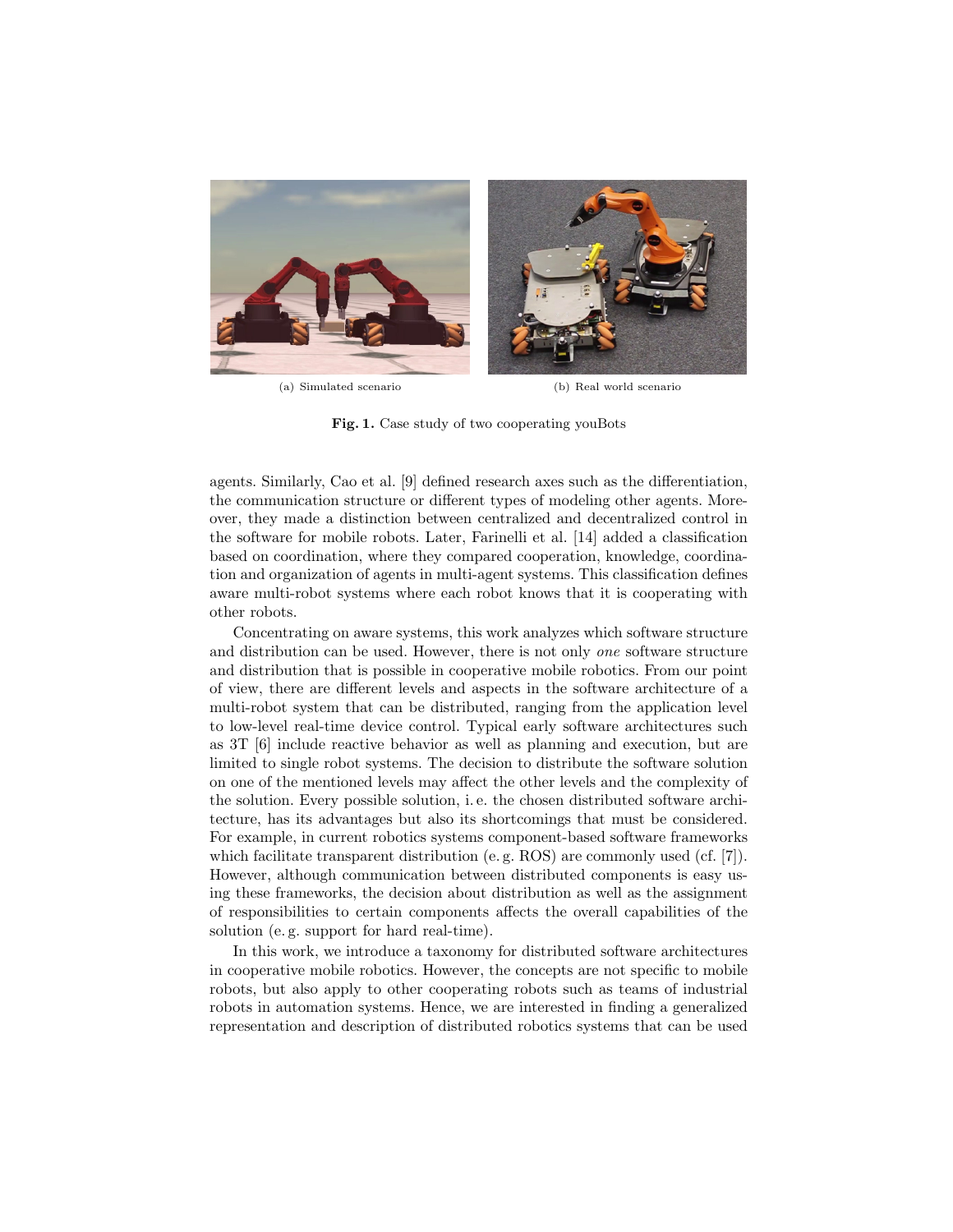(a) Simulated scenario

(b) Real world scenario

**Fig. 1.** Case study of two cooperating youBots

agents. Similarly, Cao et al. [9] defined research axes such as the differentiation, the communication structure or different types of modeling other agents. Moreover, they made a distinction between centralized and decentralized control in the software for mobile robots. Later, Farinelli et al. [14] added a classification based on coordination, where they compared cooperation, knowledge, coordination and organization of agents in multi-agent systems. This classification defines aware multi-robot systems where each robot knows that it is cooperating with other robots.

Concentrating on aware systems, this work analyzes which software structure and distribution can be used. However, there is not only *one* software structure and distribution that is possible in cooperative mobile robotics. From our point of view, there are different levels and aspects in the software architecture of a multi-robot system that can be distributed, ranging from the application level to low-level real-time device control. Typical early software architectures such as 3T [6] include reactive behavior as well as planning and execution, but are limited to single robot systems. The decision to distribute the software solution on one of the mentioned levels may affect the other levels and the complexity of the solution. Every possible solution, i. e. the chosen distributed software architecture, has its advantages but also its shortcomings that must be considered. For example, in current robotics systems component-based software frameworks which facilitate transparent distribution (e. g. ROS) are commonly used (cf. [7]). However, although communication between distributed components is easy using these frameworks, the decision about distribution as well as the assignment of responsibilities to certain components affects the overall capabilities of the solution (e. g. support for hard real-time).

In this work, we introduce a taxonomy for distributed software architectures in cooperative mobile robotics. However, the concepts are not specific to mobile robots, but also apply to other cooperating robots such as teams of industrial robots in automation systems. Hence, we are interested in finding a generalized representation and description of distributed robotics systems that can be used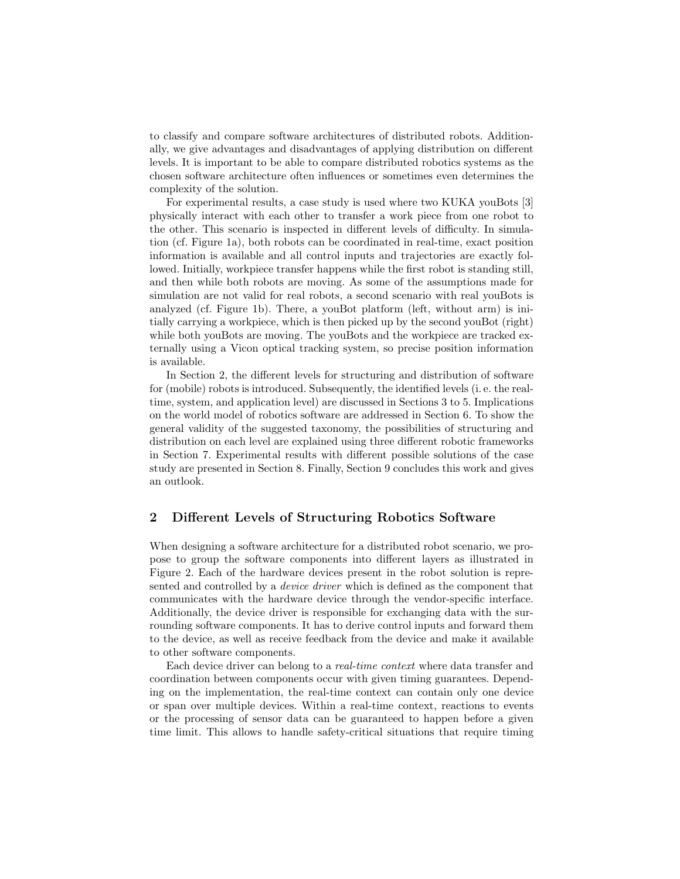to classify and compare software architectures of distributed robots. Additionally, we give advantages and disadvantages of applying distribution on different levels. It is important to be able to compare distributed robotics systems as the chosen software architecture often influences or sometimes even determines the complexity of the solution.

For experimental results, a case study is used where two KUKA youBots [3] physically interact with each other to transfer a work piece from one robot to the other. This scenario is inspected in different levels of difficulty. In simulation (cf. Figure 1a), both robots can be coordinated in real-time, exact position information is available and all control inputs and trajectories are exactly followed. Initially, workpiece transfer happens while the first robot is standing still, and then while both robots are moving. As some of the assumptions made for simulation are not valid for real robots, a second scenario with real youBots is analyzed (cf. Figure 1b). There, a youBot platform (left, without arm) is initially carrying a workpiece, which is then picked up by the second youBot (right) while both youBots are moving. The youBots and the workpiece are tracked externally using a Vicon optical tracking system, so precise position information is available.

In Section 2, the different levels for structuring and distribution of software for (mobile) robots is introduced. Subsequently, the identified levels (i. e. the real-time, system, and application level) are discussed in Sections 3 to 5. Implications on the world model of robotics software are addressed in Section 6. To show the general validity of the suggested taxonomy, the possibilities of structuring and distribution on each level are explained using three different robotic frameworks in Section 7. Experimental results with different possible solutions of the case study are presented in Section 8. Finally, Section 9 concludes this work and gives an outlook.

## 2 Different Levels of Structuring Robotics Software

When designing a software architecture for a distributed robot scenario, we propose to group the software components into different layers as illustrated in Figure 2. Each of the hardware devices present in the robot solution is represented and controlled by a *device driver* which is defined as the component that communicates with the hardware device through the vendor-specific interface. Additionally, the device driver is responsible for exchanging data with the surrounding software components. It has to derive control inputs and forward them to the device, as well as receive feedback from the device and make it available to other software components.

Each device driver can belong to a *real-time context* where data transfer and coordination between components occur with given timing guarantees. Depending on the implementation, the real-time context can contain only one device or span over multiple devices. Within a real-time context, reactions to events or the processing of sensor data can be guaranteed to happen before a given time limit. This allows to handle safety-critical situations that require timing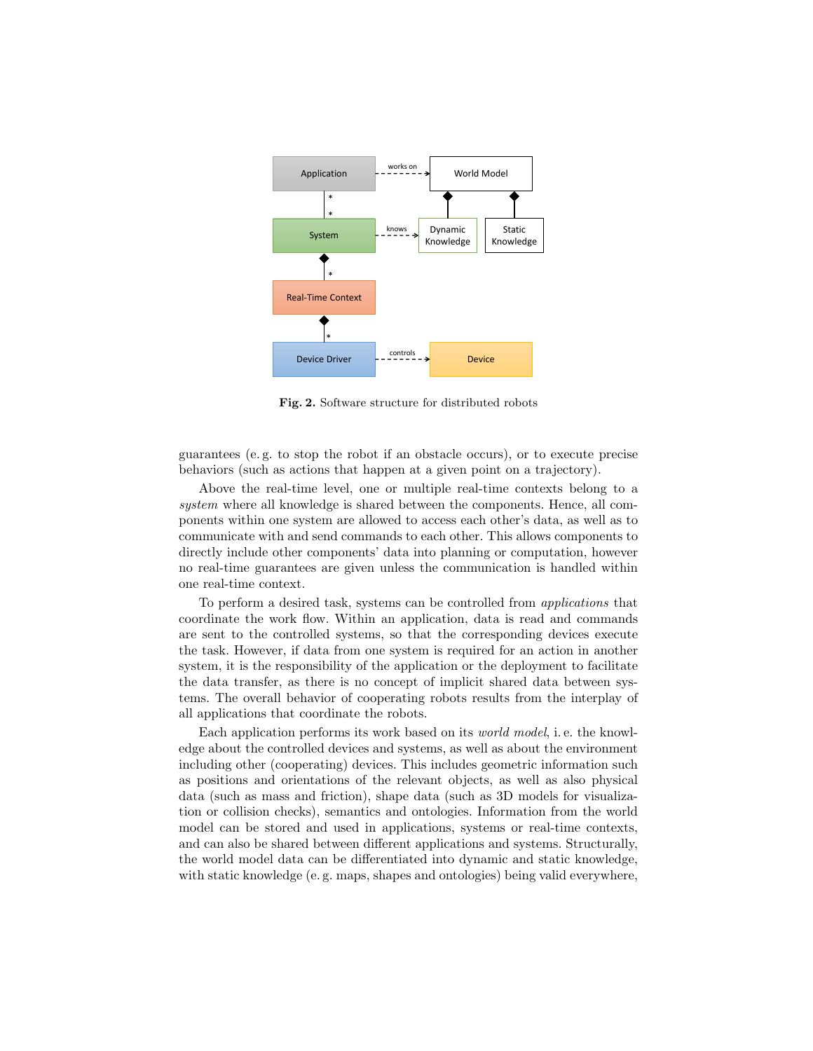Application

works on

World Model

System

knows

Dynamic Knowledge

Static Knowledge

Real-Time Context

Device Driver

controls

Device

**Fig. 2.** Software structure for distributed robots

guarantees (e. g. to stop the robot if an obstacle occurs), or to execute precise behaviors (such as actions that happen at a given point on a trajectory).

Above the real-time level, one or multiple real-time contexts belong to a *system* where all knowledge is shared between the components. Hence, all components within one system are allowed to access each other's data, as well as to communicate with and send commands to each other. This allows components to directly include other components' data into planning or computation, however no real-time guarantees are given unless the communication is handled within one real-time context.

To perform a desired task, systems can be controlled from *applications* that coordinate the work flow. Within an application, data is read and commands are sent to the controlled systems, so that the corresponding devices execute the task. However, if data from one system is required for an action in another system, it is the responsibility of the application or the deployment to facilitate the data transfer, as there is no concept of implicit shared data between systems. The overall behavior of cooperating robots results from the interplay of all applications that coordinate the robots.

Each application performs its work based on its *world model*, i. e. the knowledge about the controlled devices and systems, as well as about the environment including other (cooperating) devices. This includes geometric information such as positions and orientations of the relevant objects, as well as also physical data (such as mass and friction), shape data (such as 3D models for visualization or collision checks), semantics and ontologies. Information from the world model can be stored and used in applications, systems or real-time contexts, and can also be shared between different applications and systems. Structurally, the world model data can be differentiated into dynamic and static knowledge, with static knowledge (e. g. maps, shapes and ontologies) being valid everywhere,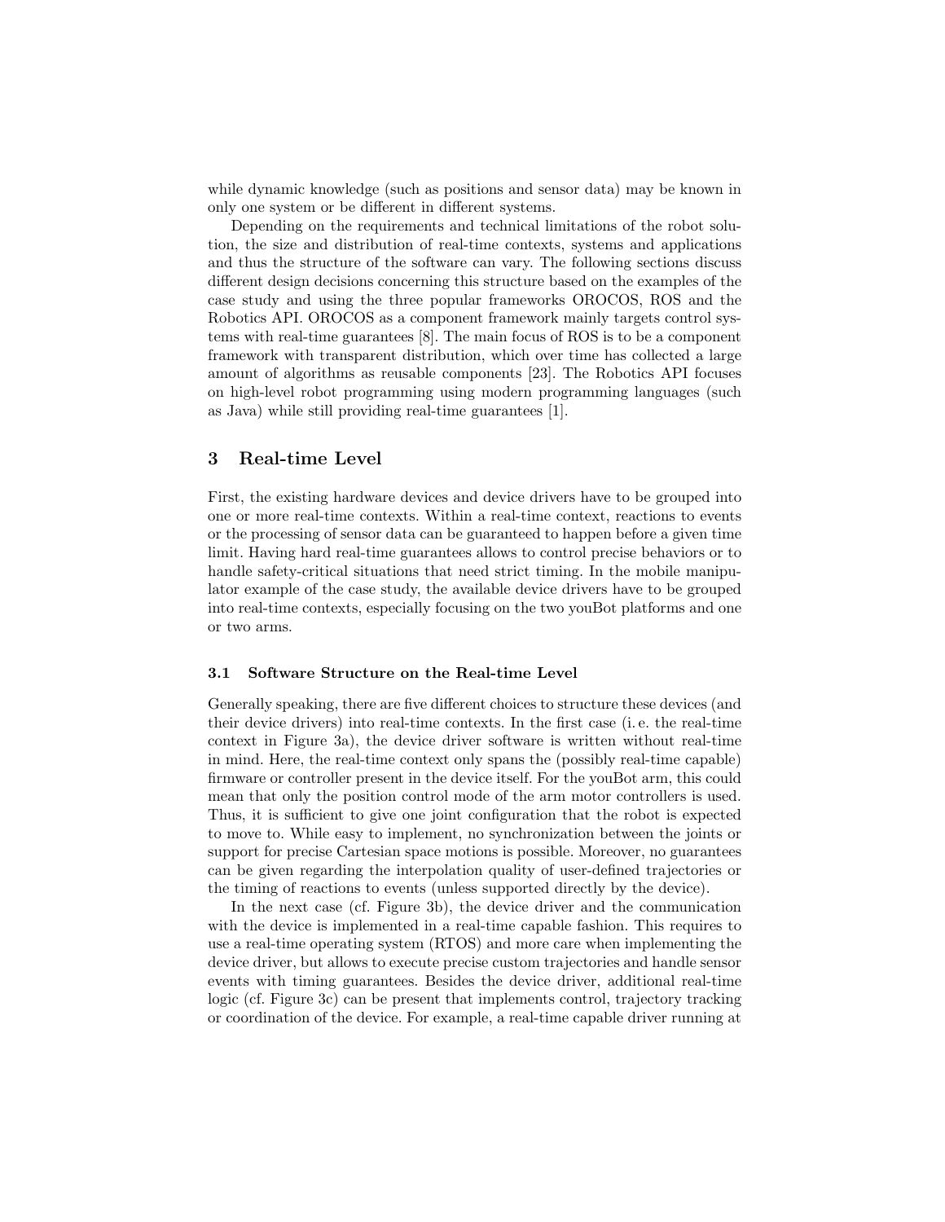while dynamic knowledge (such as positions and sensor data) may be known in only one system or be different in different systems.

Depending on the requirements and technical limitations of the robot solution, the size and distribution of real-time contexts, systems and applications and thus the structure of the software can vary. The following sections discuss different design decisions concerning this structure based on the examples of the case study and using the three popular frameworks OROCOS, ROS and the Robotics API. OROCOS as a component framework mainly targets control systems with real-time guarantees [8]. The main focus of ROS is to be a component framework with transparent distribution, which over time has collected a large amount of algorithms as reusable components [23]. The Robotics API focuses on high-level robot programming using modern programming languages (such as Java) while still providing real-time guarantees [1].

## 3 Real-time Level

First, the existing hardware devices and device drivers have to be grouped into one or more real-time contexts. Within a real-time context, reactions to events or the processing of sensor data can be guaranteed to happen before a given time limit. Having hard real-time guarantees allows to control precise behaviors or to handle safety-critical situations that need strict timing. In the mobile manipulator example of the case study, the available device drivers have to be grouped into real-time contexts, especially focusing on the two youBot platforms and one or two arms.

### 3.1 Software Structure on the Real-time Level

Generally speaking, there are five different choices to structure these devices (and their device drivers) into real-time contexts. In the first case (i. e. the real-time context in Figure 3a), the device driver software is written without real-time in mind. Here, the real-time context only spans the (possibly real-time capable) firmware or controller present in the device itself. For the youBot arm, this could mean that only the position control mode of the arm motor controllers is used. Thus, it is sufficient to give one joint configuration that the robot is expected to move to. While easy to implement, no synchronization between the joints or support for precise Cartesian space motions is possible. Moreover, no guarantees can be given regarding the interpolation quality of user-defined trajectories or the timing of reactions to events (unless supported directly by the device).

In the next case (cf. Figure 3b), the device driver and the communication with the device is implemented in a real-time capable fashion. This requires to use a real-time operating system (RTOS) and more care when implementing the device driver, but allows to execute precise custom trajectories and handle sensor events with timing guarantees. Besides the device driver, additional real-time logic (cf. Figure 3c) can be present that implements control, trajectory tracking or coordination of the device. For example, a real-time capable driver running at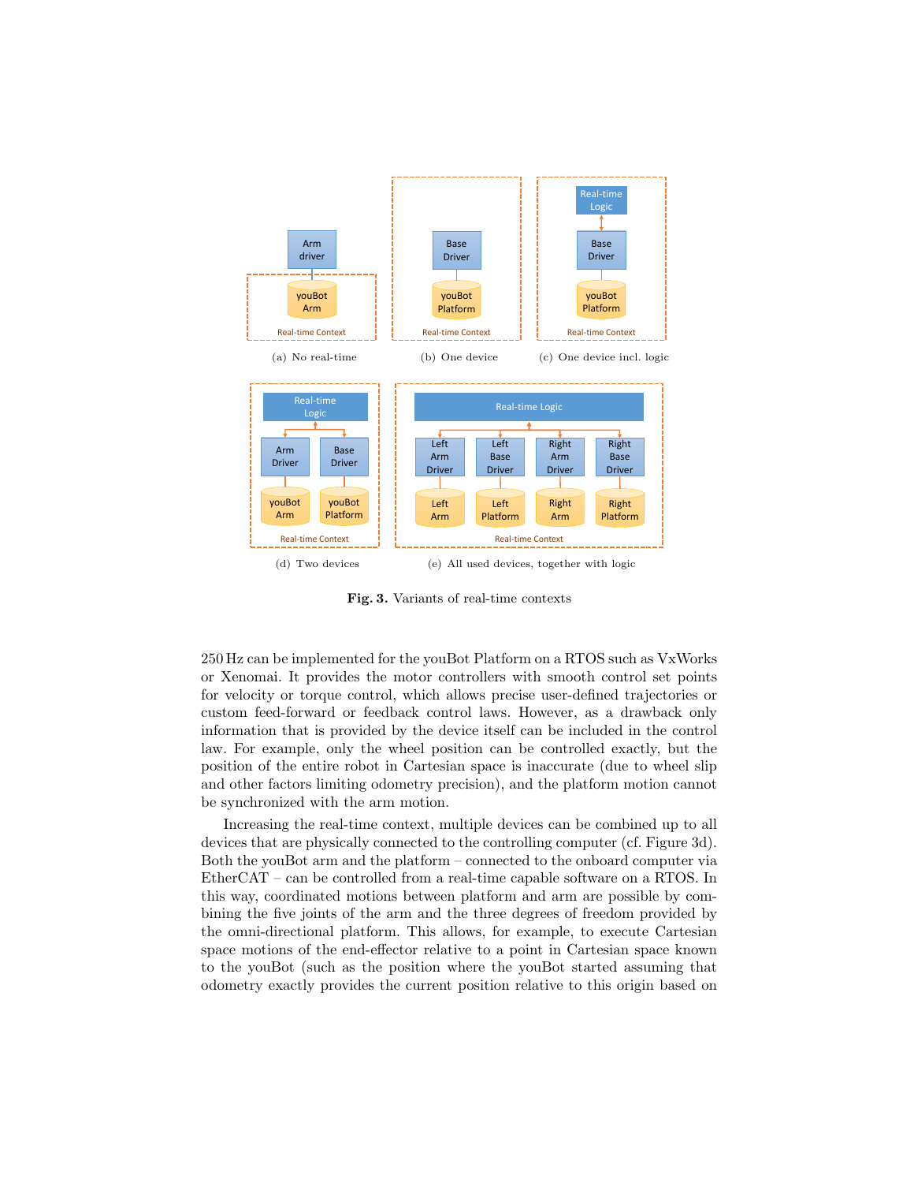(a) No real-time

(b) One device

(c) One device incl. logic

(d) Two devices

(e) All used devices, together with logic

**Fig. 3.** Variants of real-time contexts

250 Hz can be implemented for the youBot Platform on a RTOS such as VxWorks or Xenomai. It provides the motor controllers with smooth control set points for velocity or torque control, which allows precise user-defined trajectories or custom feed-forward or feedback control laws. However, as a drawback only information that is provided by the device itself can be included in the control law. For example, only the wheel position can be controlled exactly, but the position of the entire robot in Cartesian space is inaccurate (due to wheel slip and other factors limiting odometry precision), and the platform motion cannot be synchronized with the arm motion.

Increasing the real-time context, multiple devices can be combined up to all devices that are physically connected to the controlling computer (cf. Figure 3d). Both the youBot arm and the platform – connected to the onboard computer via EtherCAT – can be controlled from a real-time capable software on a RTOS. In this way, coordinated motions between platform and arm are possible by combining the five joints of the arm and the three degrees of freedom provided by the omni-directional platform. This allows, for example, to execute Cartesian space motions of the end-effector relative to a point in Cartesian space known to the youBot (such as the position where the youBot started assuming that odometry exactly provides the current position relative to this origin based on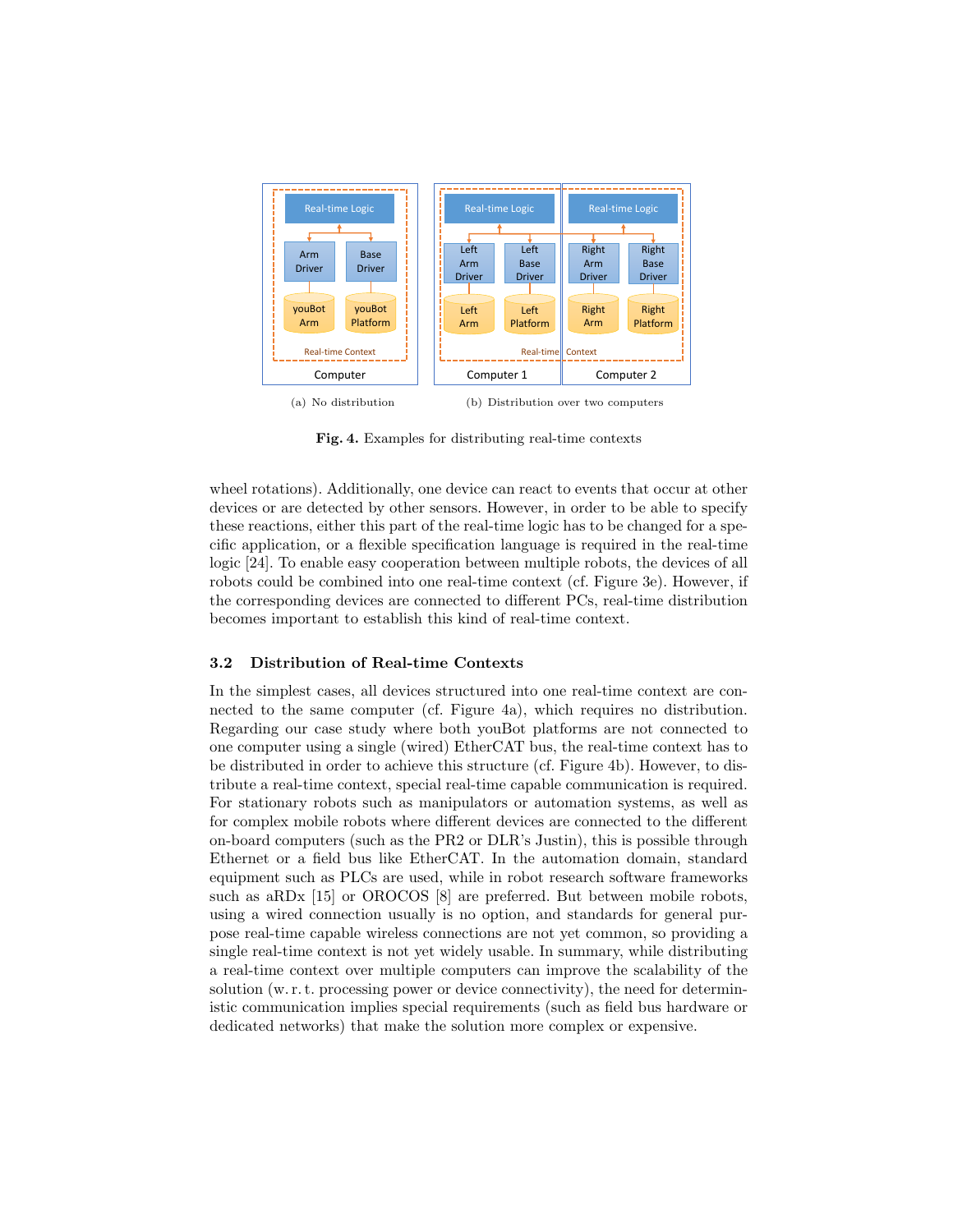(a) No distribution

(b) Distribution over two computers

**Fig. 4.** Examples for distributing real-time contexts

wheel rotations). Additionally, one device can react to events that occur at other devices or are detected by other sensors. However, in order to be able to specify these reactions, either this part of the real-time logic has to be changed for a specific application, or a flexible specification language is required in the real-time logic [24]. To enable easy cooperation between multiple robots, the devices of all robots could be combined into one real-time context (cf. Figure 3e). However, if the corresponding devices are connected to different PCs, real-time distribution becomes important to establish this kind of real-time context.

### 3.2 Distribution of Real-time Contexts

In the simplest cases, all devices structured into one real-time context are connected to the same computer (cf. Figure 4a), which requires no distribution. Regarding our case study where both youBot platforms are not connected to one computer using a single (wired) EtherCAT bus, the real-time context has to be distributed in order to achieve this structure (cf. Figure 4b). However, to distribute a real-time context, special real-time capable communication is required. For stationary robots such as manipulators or automation systems, as well as for complex mobile robots where different devices are connected to the different on-board computers (such as the PR2 or DLR's Justin), this is possible through Ethernet or a field bus like EtherCAT. In the automation domain, standard equipment such as PLCs are used, while in robot research software frameworks such as aRDx [15] or OROCOS [8] are preferred. But between mobile robots, using a wired connection usually is no option, and standards for general purpose real-time capable wireless connections are not yet common, so providing a single real-time context is not yet widely usable. In summary, while distributing a real-time context over multiple computers can improve the scalability of the solution (w. r. t. processing power or device connectivity), the need for deterministic communication implies special requirements (such as field bus hardware or dedicated networks) that make the solution more complex or expensive.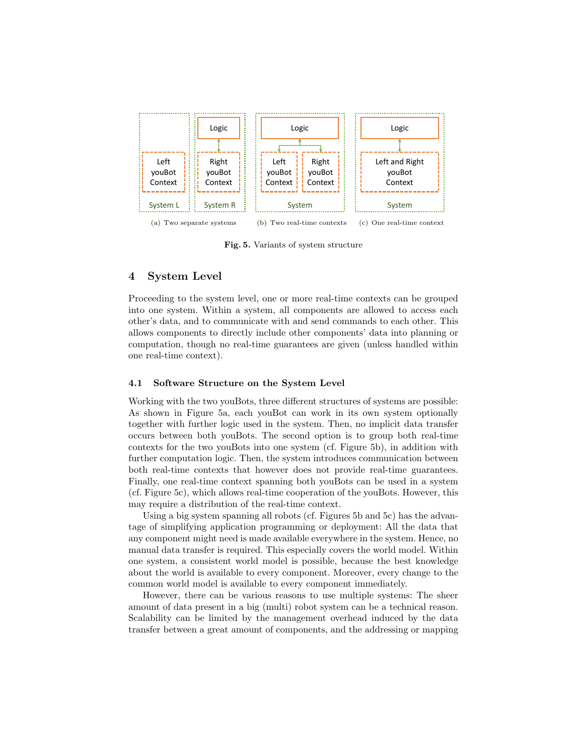(a) Two separate systems (b) Two real-time contexts (c) One real-time context

**Fig. 5.** Variants of system structure

# 4 System Level

Proceeding to the system level, one or more real-time contexts can be grouped into one system. Within a system, all components are allowed to access each other's data, and to communicate with and send commands to each other. This allows components to directly include other components' data into planning or computation, though no real-time guarantees are given (unless handled within one real-time context).

## 4.1 Software Structure on the System Level

Working with the two youBots, three different structures of systems are possible: As shown in Figure 5a, each youBot can work in its own system optionally together with further logic used in the system. Then, no implicit data transfer occurs between both youBots. The second option is to group both real-time contexts for the two youBots into one system (cf. Figure 5b), in addition with further computation logic. Then, the system introduces communication between both real-time contexts that however does not provide real-time guarantees. Finally, one real-time context spanning both youBots can be used in a system (cf. Figure 5c), which allows real-time cooperation of the youBots. However, this may require a distribution of the real-time context.

Using a big system spanning all robots (cf. Figures 5b and 5c) has the advantage of simplifying application programming or deployment: All the data that any component might need is made available everywhere in the system. Hence, no manual data transfer is required. This especially covers the world model. Within one system, a consistent world model is possible, because the best knowledge about the world is available to every component. Moreover, every change to the common world model is available to every component immediately.

However, there can be various reasons to use multiple systems: The sheer amount of data present in a big (multi) robot system can be a technical reason. Scalability can be limited by the management overhead induced by the data transfer between a great amount of components, and the addressing or mapping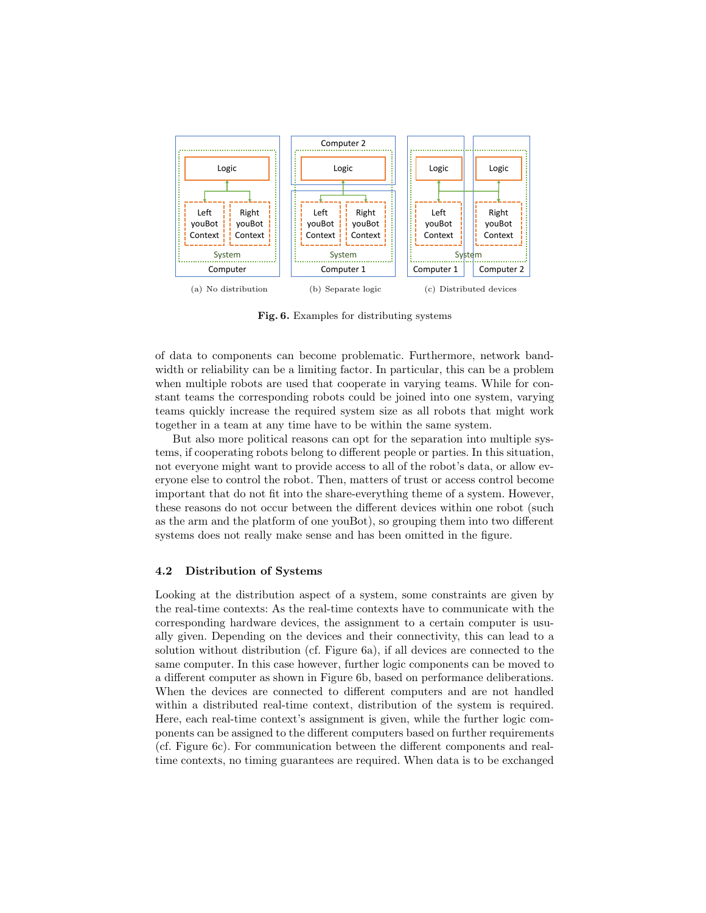Logic

Left youBot Context

Right youBot Context

System

Computer

(a) No distribution

Computer 2

Logic

Left youBot Context

Right youBot Context

System

Computer 1

(b) Separate logic

Logic

Logic

Left youBot Context

Right youBot Context

System

Computer 1

Computer 2

(c) Distributed devices

**Fig. 6.** Examples for distributing systems

of data to components can become problematic. Furthermore, network bandwidth or reliability can be a limiting factor. In particular, this can be a problem when multiple robots are used that cooperate in varying teams. While for constant teams the corresponding robots could be joined into one system, varying teams quickly increase the required system size as all robots that might work together in a team at any time have to be within the same system.

But also more political reasons can opt for the separation into multiple systems, if cooperating robots belong to different people or parties. In this situation, not everyone might want to provide access to all of the robot's data, or allow everyone else to control the robot. Then, matters of trust or access control become important that do not fit into the share-everything theme of a system. However, these reasons do not occur between the different devices within one robot (such as the arm and the platform of one youBot), so grouping them into two different systems does not really make sense and has been omitted in the figure.

### 4.2 Distribution of Systems

Looking at the distribution aspect of a system, some constraints are given by the real-time contexts: As the real-time contexts have to communicate with the corresponding hardware devices, the assignment to a certain computer is usually given. Depending on the devices and their connectivity, this can lead to a solution without distribution (cf. Figure 6a), if all devices are connected to the same computer. In this case however, further logic components can be moved to a different computer as shown in Figure 6b, based on performance deliberations. When the devices are connected to different computers and are not handled within a distributed real-time context, distribution of the system is required. Here, each real-time context's assignment is given, while the further logic components can be assigned to the different computers based on further requirements (cf. Figure 6c). For communication between the different components and real-time contexts, no timing guarantees are required. When data is to be exchanged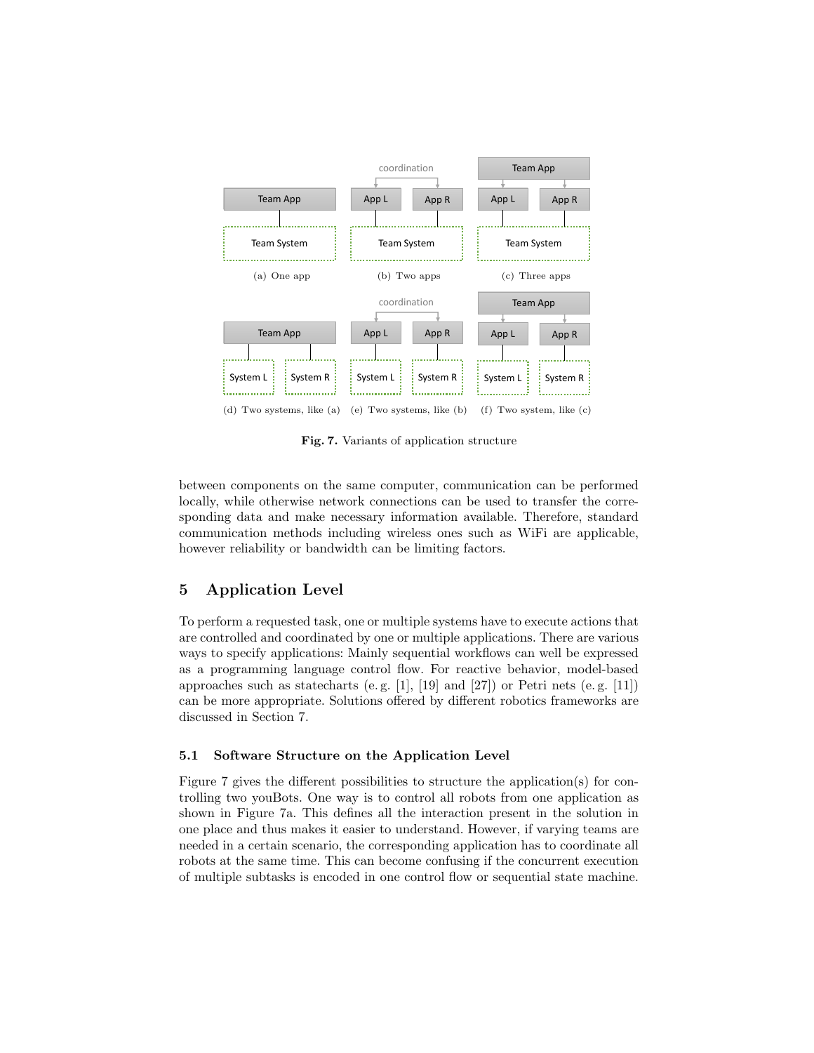Fig. 7. Variants of application structure

between components on the same computer, communication can be performed locally, while otherwise network connections can be used to transfer the corresponding data and make necessary information available. Therefore, standard communication methods including wireless ones such as WiFi are applicable, however reliability or bandwidth can be limiting factors.

## 5 Application Level

To perform a requested task, one or multiple systems have to execute actions that are controlled and coordinated by one or multiple applications. There are various ways to specify applications: Mainly sequential workflows can well be expressed as a programming language control flow. For reactive behavior, model-based approaches such as statecharts (e. g. [1], [19] and [27]) or Petri nets (e. g. [11]) can be more appropriate. Solutions offered by different robotics frameworks are discussed in Section 7.

### 5.1 Software Structure on the Application Level

Figure 7 gives the different possibilities to structure the application(s) for controlling two youBots. One way is to control all robots from one application as shown in Figure 7a. This defines all the interaction present in the solution in one place and thus makes it easier to understand. However, if varying teams are needed in a certain scenario, the corresponding application has to coordinate all robots at the same time. This can become confusing if the concurrent execution of multiple subtasks is encoded in one control flow or sequential state machine.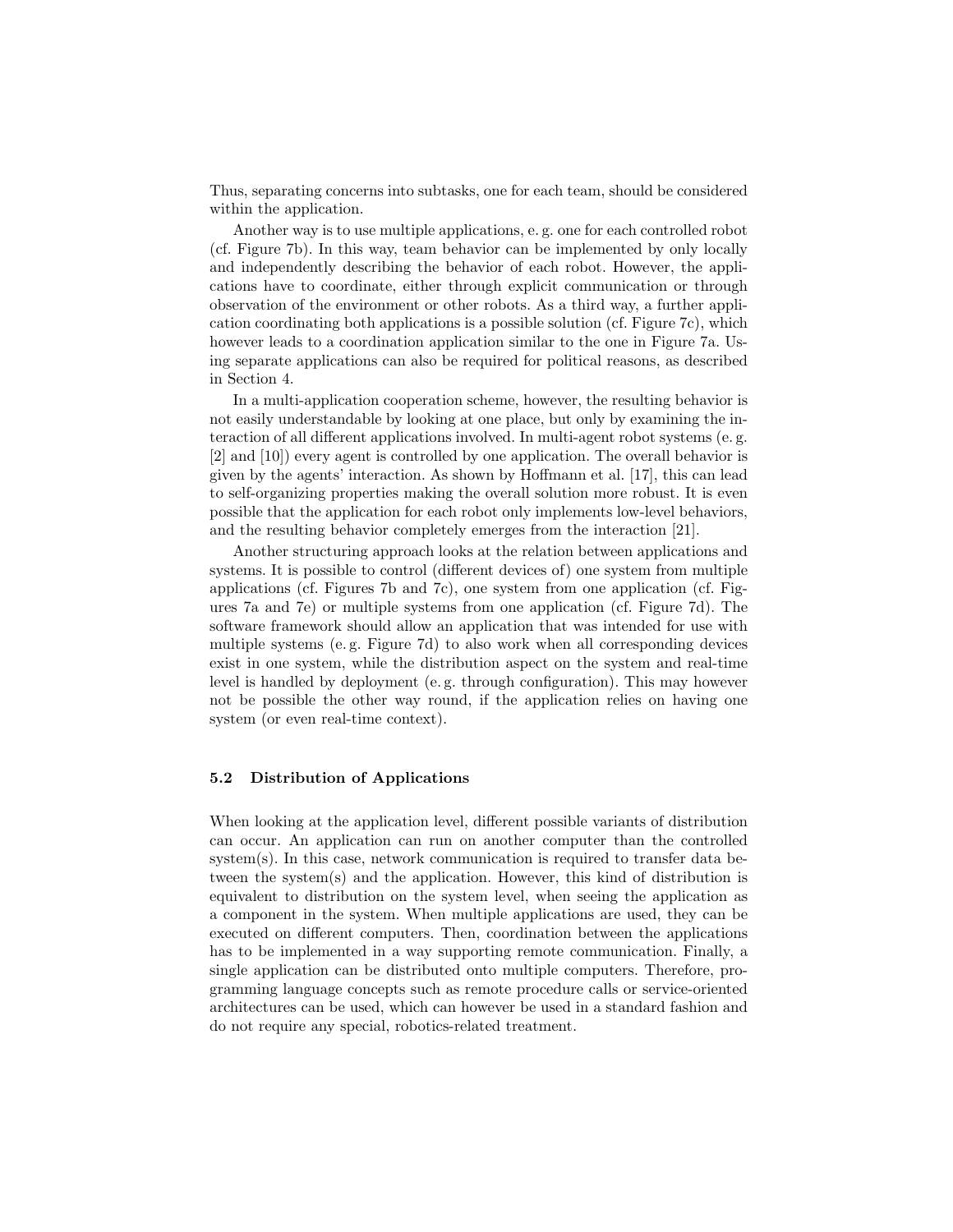Thus, separating concerns into subtasks, one for each team, should be considered within the application.

Another way is to use multiple applications, e. g. one for each controlled robot (cf. Figure 7b). In this way, team behavior can be implemented by only locally and independently describing the behavior of each robot. However, the applications have to coordinate, either through explicit communication or through observation of the environment or other robots. As a third way, a further application coordinating both applications is a possible solution (cf. Figure 7c), which however leads to a coordination application similar to the one in Figure 7a. Using separate applications can also be required for political reasons, as described in Section 4.

In a multi-application cooperation scheme, however, the resulting behavior is not easily understandable by looking at one place, but only by examining the interaction of all different applications involved. In multi-agent robot systems (e. g. [2] and [10]) every agent is controlled by one application. The overall behavior is given by the agents' interaction. As shown by Hoffmann et al. [17], this can lead to self-organizing properties making the overall solution more robust. It is even possible that the application for each robot only implements low-level behaviors, and the resulting behavior completely emerges from the interaction [21].

Another structuring approach looks at the relation between applications and systems. It is possible to control (different devices of) one system from multiple applications (cf. Figures 7b and 7c), one system from one application (cf. Figures 7a and 7e) or multiple systems from one application (cf. Figure 7d). The software framework should allow an application that was intended for use with multiple systems (e. g. Figure 7d) to also work when all corresponding devices exist in one system, while the distribution aspect on the system and real-time level is handled by deployment (e. g. through configuration). This may however not be possible the other way round, if the application relies on having one system (or even real-time context).

### 5.2 Distribution of Applications

When looking at the application level, different possible variants of distribution can occur. An application can run on another computer than the controlled system(s). In this case, network communication is required to transfer data between the system(s) and the application. However, this kind of distribution is equivalent to distribution on the system level, when seeing the application as a component in the system. When multiple applications are used, they can be executed on different computers. Then, coordination between the applications has to be implemented in a way supporting remote communication. Finally, a single application can be distributed onto multiple computers. Therefore, programming language concepts such as remote procedure calls or service-oriented architectures can be used, which can however be used in a standard fashion and do not require any special, robotics-related treatment.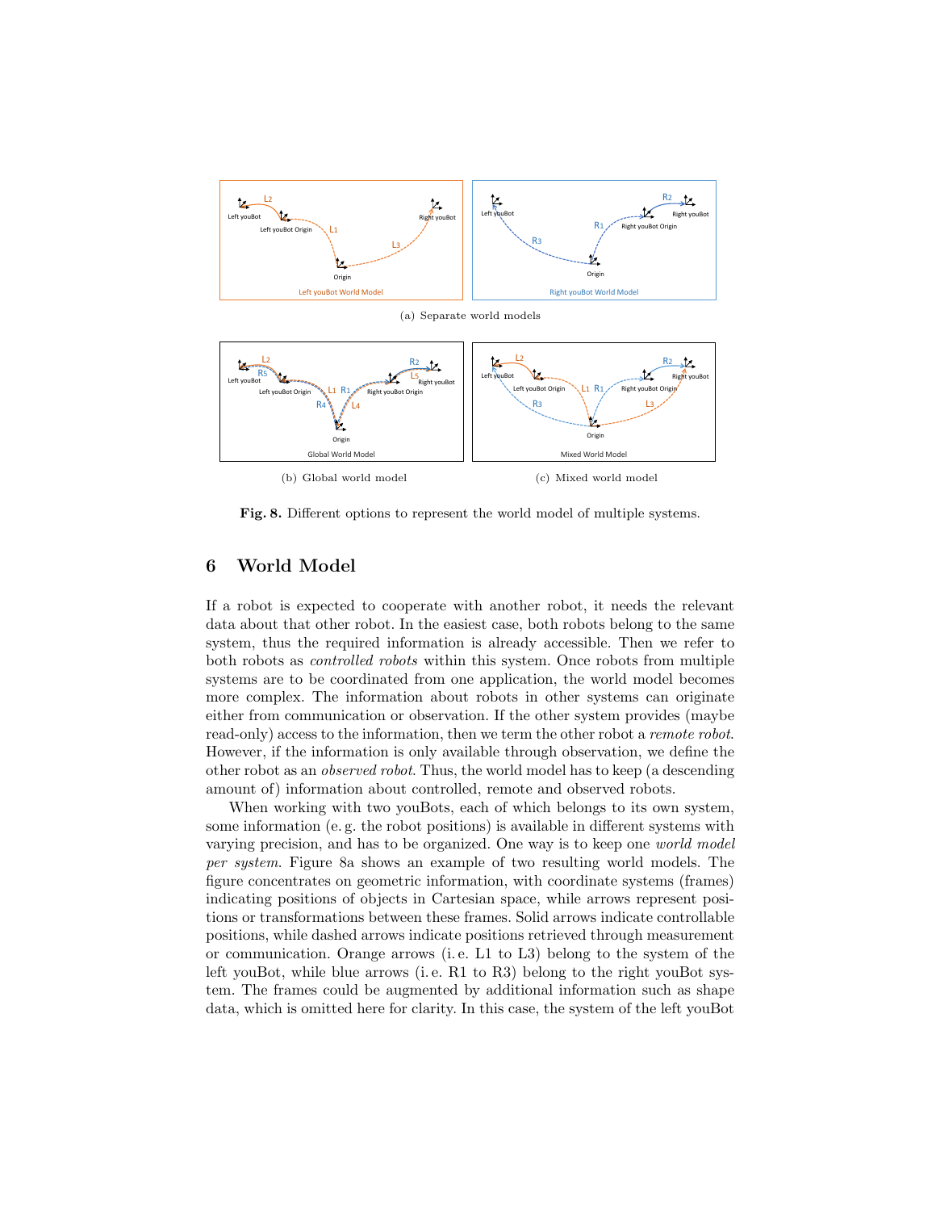(a) Separate world models

(b) Global world model

(c) Mixed world model

**Fig. 8.** Different options to represent the world model of multiple systems.

## 6 World Model

If a robot is expected to cooperate with another robot, it needs the relevant data about that other robot. In the easiest case, both robots belong to the same system, thus the required information is already accessible. Then we refer to both robots as *controlled robots* within this system. Once robots from multiple systems are to be coordinated from one application, the world model becomes more complex. The information about robots in other systems can originate either from communication or observation. If the other system provides (maybe read-only) access to the information, then we term the other robot a *remote robot*. However, if the information is only available through observation, we define the other robot as an *observed robot*. Thus, the world model has to keep (a descending amount of) information about controlled, remote and observed robots.

When working with two youBots, each of which belongs to its own system, some information (e. g. the robot positions) is available in different systems with varying precision, and has to be organized. One way is to keep one *world model per system*. Figure 8a shows an example of two resulting world models. The figure concentrates on geometric information, with coordinate systems (frames) indicating positions of objects in Cartesian space, while arrows represent positions or transformations between these frames. Solid arrows indicate controllable positions, while dashed arrows indicate positions retrieved through measurement or communication. Orange arrows (i. e. L1 to L3) belong to the system of the left youBot, while blue arrows (i. e. R1 to R3) belong to the right youBot system. The frames could be augmented by additional information such as shape data, which is omitted here for clarity. In this case, the system of the left youBot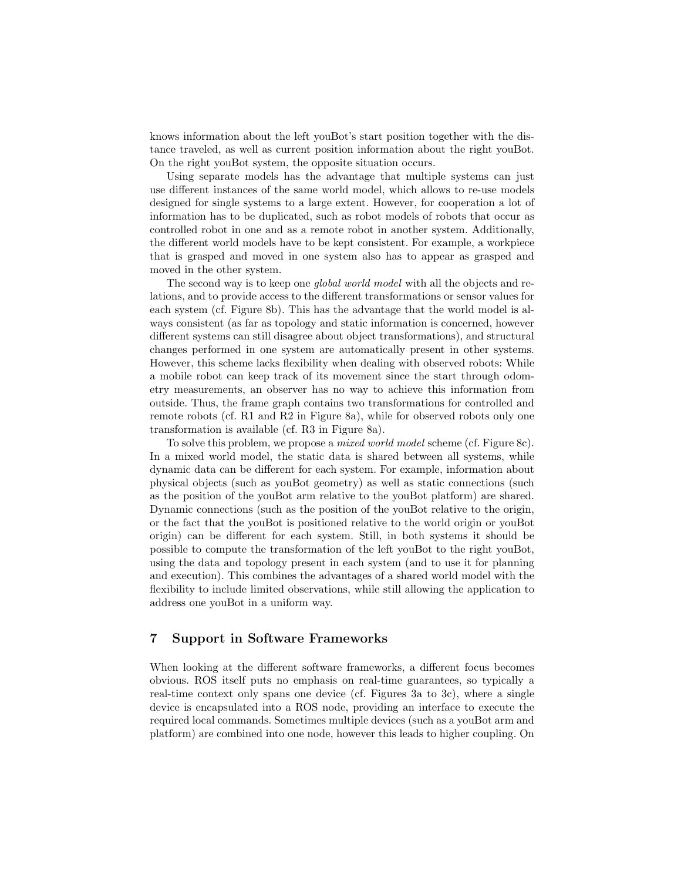knows information about the left youBot's start position together with the distance traveled, as well as current position information about the right youBot. On the right youBot system, the opposite situation occurs.

Using separate models has the advantage that multiple systems can just use different instances of the same world model, which allows to re-use models designed for single systems to a large extent. However, for cooperation a lot of information has to be duplicated, such as robot models of robots that occur as controlled robot in one and as a remote robot in another system. Additionally, the different world models have to be kept consistent. For example, a workpiece that is grasped and moved in one system also has to appear as grasped and moved in the other system.

The second way is to keep one *global world model* with all the objects and relations, and to provide access to the different transformations or sensor values for each system (cf. Figure 8b). This has the advantage that the world model is always consistent (as far as topology and static information is concerned, however different systems can still disagree about object transformations), and structural changes performed in one system are automatically present in other systems. However, this scheme lacks flexibility when dealing with observed robots: While a mobile robot can keep track of its movement since the start through odometry measurements, an observer has no way to achieve this information from outside. Thus, the frame graph contains two transformations for controlled and remote robots (cf. R1 and R2 in Figure 8a), while for observed robots only one transformation is available (cf. R3 in Figure 8a).

To solve this problem, we propose a *mixed world model* scheme (cf. Figure 8c). In a mixed world model, the static data is shared between all systems, while dynamic data can be different for each system. For example, information about physical objects (such as youBot geometry) as well as static connections (such as the position of the youBot arm relative to the youBot platform) are shared. Dynamic connections (such as the position of the youBot relative to the origin, or the fact that the youBot is positioned relative to the world origin or youBot origin) can be different for each system. Still, in both systems it should be possible to compute the transformation of the left youBot to the right youBot, using the data and topology present in each system (and to use it for planning and execution). This combines the advantages of a shared world model with the flexibility to include limited observations, while still allowing the application to address one youBot in a uniform way.

## 7 Support in Software Frameworks

When looking at the different software frameworks, a different focus becomes obvious. ROS itself puts no emphasis on real-time guarantees, so typically a real-time context only spans one device (cf. Figures 3a to 3c), where a single device is encapsulated into a ROS node, providing an interface to execute the required local commands. Sometimes multiple devices (such as a youBot arm and platform) are combined into one node, however this leads to higher coupling. On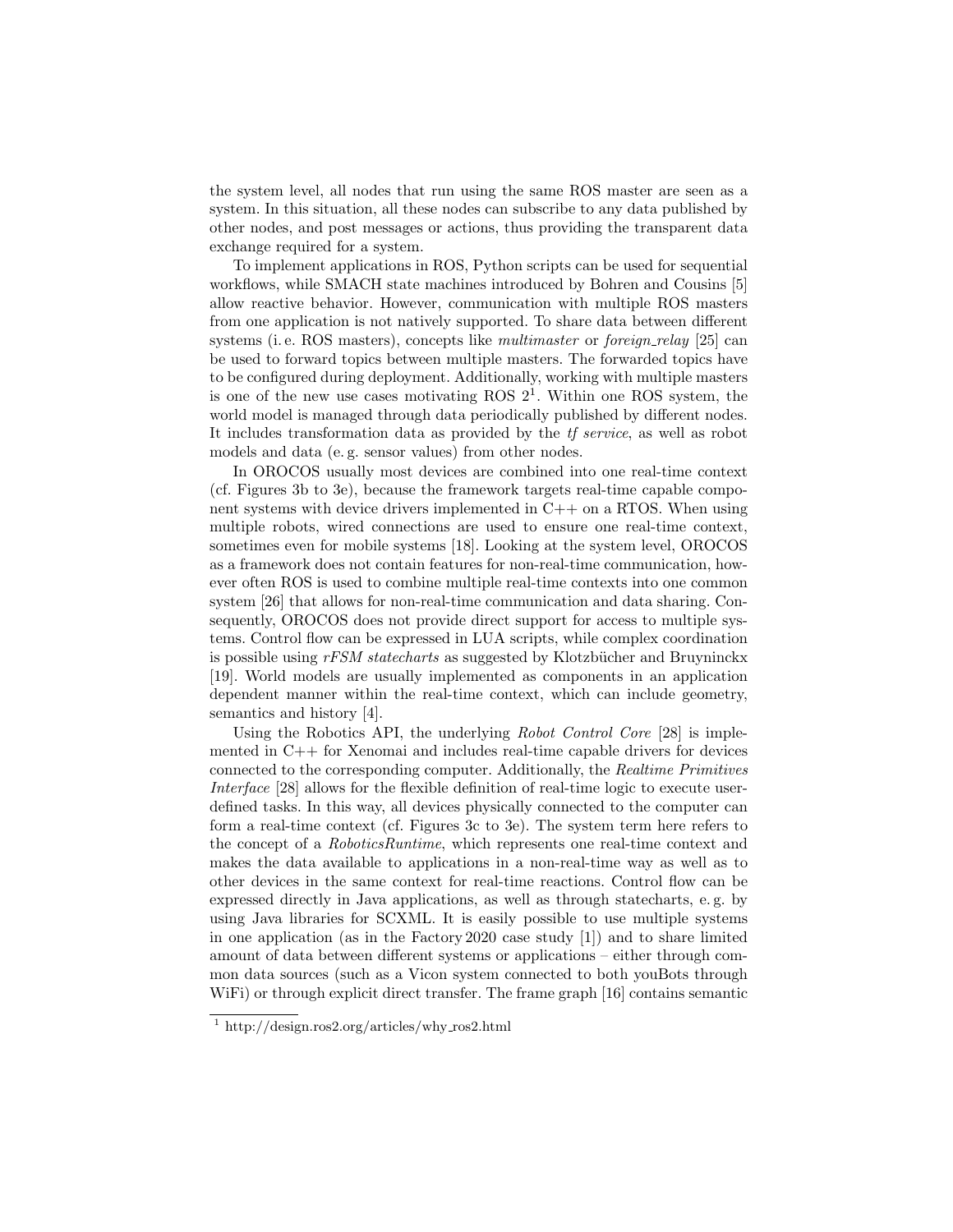the system level, all nodes that run using the same ROS master are seen as a system. In this situation, all these nodes can subscribe to any data published by other nodes, and post messages or actions, thus providing the transparent data exchange required for a system.

To implement applications in ROS, Python scripts can be used for sequential workflows, while SMACH state machines introduced by Bohren and Cousins [5] allow reactive behavior. However, communication with multiple ROS masters from one application is not natively supported. To share data between different systems (i. e. ROS masters), concepts like *multimaster* or *foreign_relay* [25] can be used to forward topics between multiple masters. The forwarded topics have to be configured during deployment. Additionally, working with multiple masters is one of the new use cases motivating ROS 2[1]. Within one ROS system, the world model is managed through data periodically published by different nodes. It includes transformation data as provided by the *tf service*, as well as robot models and data (e. g. sensor values) from other nodes.

In OROCOS usually most devices are combined into one real-time context (cf. Figures 3b to 3e), because the framework targets real-time capable component systems with device drivers implemented in C++ on a RTOS. When using multiple robots, wired connections are used to ensure one real-time context, sometimes even for mobile systems [18]. Looking at the system level, OROCOS as a framework does not contain features for non-real-time communication, however often ROS is used to combine multiple real-time contexts into one common system [26] that allows for non-real-time communication and data sharing. Consequently, OROCOS does not provide direct support for access to multiple systems. Control flow can be expressed in LUA scripts, while complex coordination is possible using *rFSM statecharts* as suggested by Klotzbücher and Bruyninckx [19]. World models are usually implemented as components in an application dependent manner within the real-time context, which can include geometry, semantics and history [4].

Using the Robotics API, the underlying *Robot Control Core* [28] is implemented in C++ for Xenomai and includes real-time capable drivers for devices connected to the corresponding computer. Additionally, the *Realtime Primitives Interface* [28] allows for the flexible definition of real-time logic to execute user-defined tasks. In this way, all devices physically connected to the computer can form a real-time context (cf. Figures 3c to 3e). The system term here refers to the concept of a *RoboticsRuntime*, which represents one real-time context and makes the data available to applications in a non-real-time way as well as to other devices in the same context for real-time reactions. Control flow can be expressed directly in Java applications, as well as through statecharts, e. g. by using Java libraries for SCXML. It is easily possible to use multiple systems in one application (as in the Factory 2020 case study [1]) and to share limited amount of data between different systems or applications – either through common data sources (such as a Vicon system connected to both youBots through WiFi) or through explicit direct transfer. The frame graph [16] contains semantic

[1] http://design.ros2.org/articles/why_ros2.html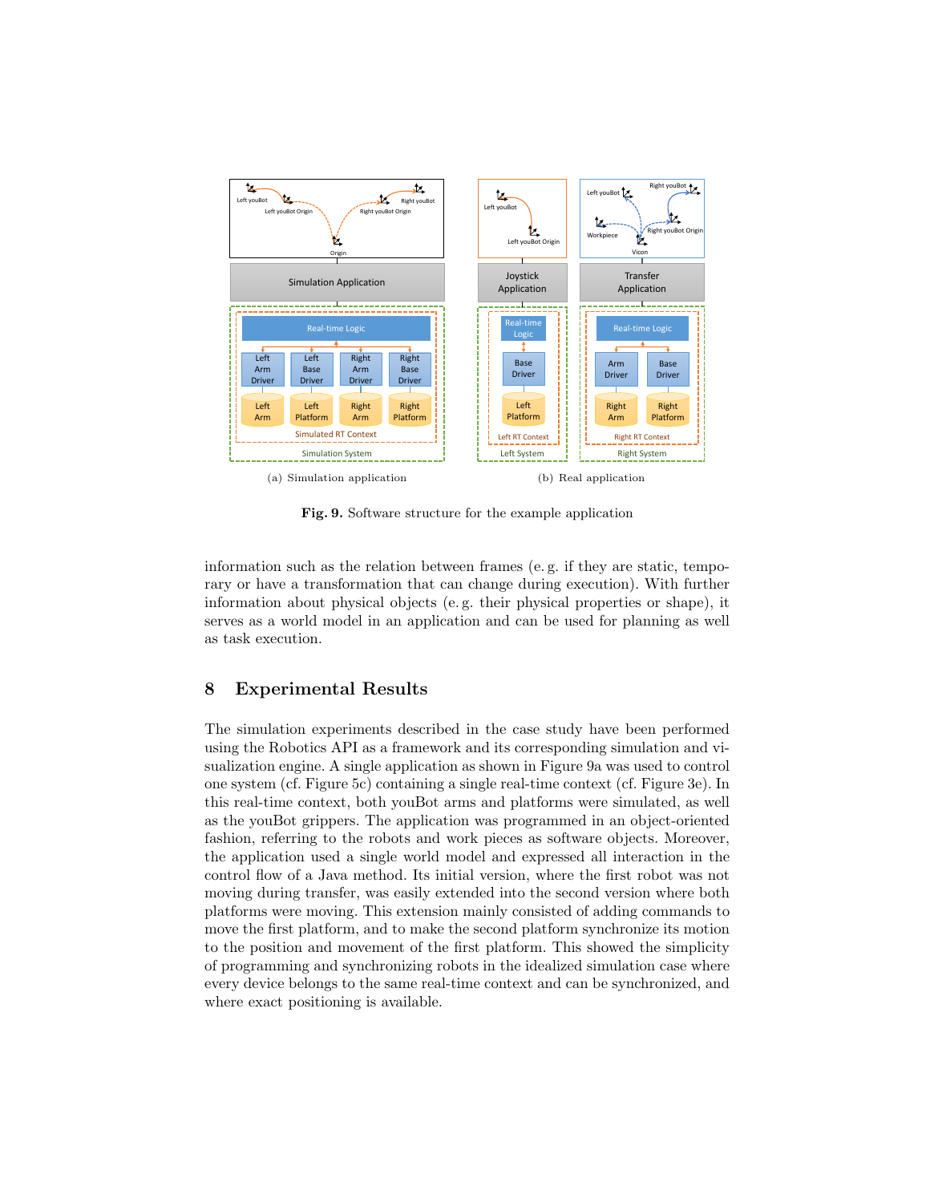(a) Simulation application

(b) Real application

**Fig. 9.** Software structure for the example application

information such as the relation between frames (e. g. if they are static, temporary or have a transformation that can change during execution). With further information about physical objects (e. g. their physical properties or shape), it serves as a world model in an application and can be used for planning as well as task execution.

## 8 Experimental Results

The simulation experiments described in the case study have been performed using the Robotics API as a framework and its corresponding simulation and visualization engine. A single application as shown in Figure 9a was used to control one system (cf. Figure 5c) containing a single real-time context (cf. Figure 3e). In this real-time context, both youBot arms and platforms were simulated, as well as the youBot grippers. The application was programmed in an object-oriented fashion, referring to the robots and work pieces as software objects. Moreover, the application used a single world model and expressed all interaction in the control flow of a Java method. Its initial version, where the first robot was not moving during transfer, was easily extended into the second version where both platforms were moving. This extension mainly consisted of adding commands to move the first platform, and to make the second platform synchronize its motion to the position and movement of the first platform. This showed the simplicity of programming and synchronizing robots in the idealized simulation case where every device belongs to the same real-time context and can be synchronized, and where exact positioning is available.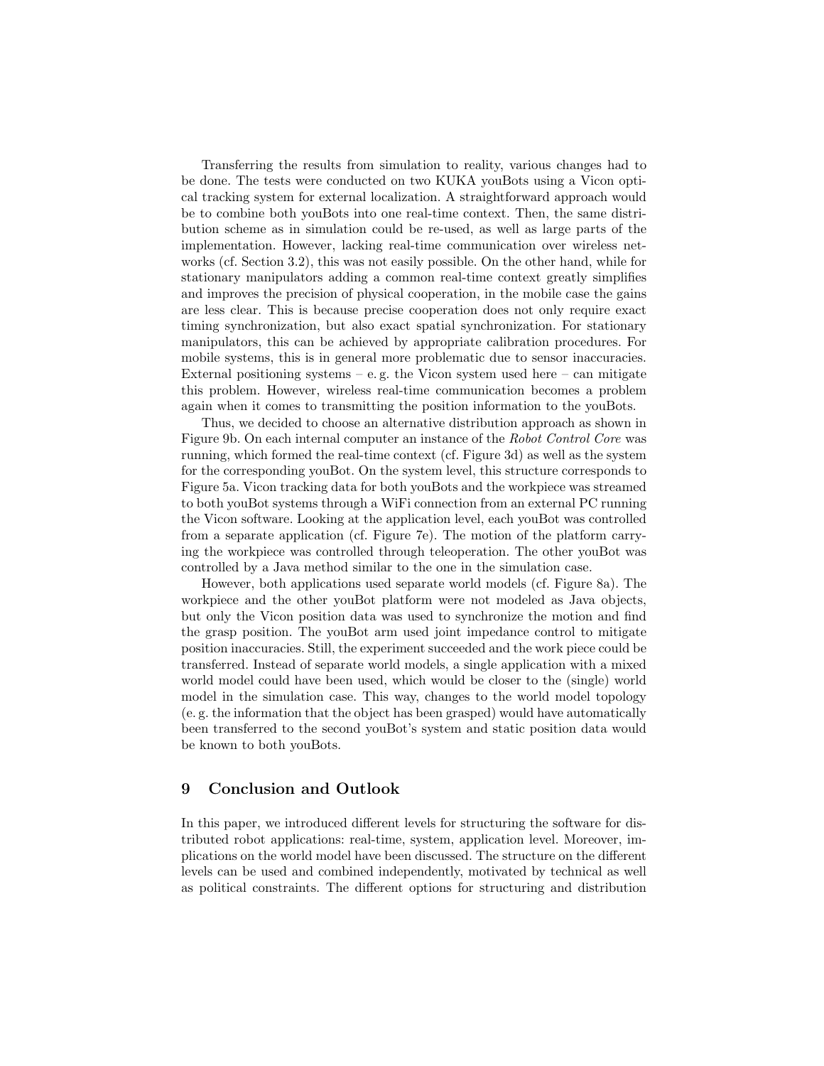Transferring the results from simulation to reality, various changes had to be done. The tests were conducted on two KUKA youBots using a Vicon optical tracking system for external localization. A straightforward approach would be to combine both youBots into one real-time context. Then, the same distribution scheme as in simulation could be re-used, as well as large parts of the implementation. However, lacking real-time communication over wireless networks (cf. Section 3.2), this was not easily possible. On the other hand, while for stationary manipulators adding a common real-time context greatly simplifies and improves the precision of physical cooperation, in the mobile case the gains are less clear. This is because precise cooperation does not only require exact timing synchronization, but also exact spatial synchronization. For stationary manipulators, this can be achieved by appropriate calibration procedures. For mobile systems, this is in general more problematic due to sensor inaccuracies. External positioning systems – e. g. the Vicon system used here – can mitigate this problem. However, wireless real-time communication becomes a problem again when it comes to transmitting the position information to the youBots.

Thus, we decided to choose an alternative distribution approach as shown in Figure 9b. On each internal computer an instance of the *Robot Control Core* was running, which formed the real-time context (cf. Figure 3d) as well as the system for the corresponding youBot. On the system level, this structure corresponds to Figure 5a. Vicon tracking data for both youBots and the workpiece was streamed to both youBot systems through a WiFi connection from an external PC running the Vicon software. Looking at the application level, each youBot was controlled from a separate application (cf. Figure 7e). The motion of the platform carrying the workpiece was controlled through teleoperation. The other youBot was controlled by a Java method similar to the one in the simulation case.

However, both applications used separate world models (cf. Figure 8a). The workpiece and the other youBot platform were not modeled as Java objects, but only the Vicon position data was used to synchronize the motion and find the grasp position. The youBot arm used joint impedance control to mitigate position inaccuracies. Still, the experiment succeeded and the work piece could be transferred. Instead of separate world models, a single application with a mixed world model could have been used, which would be closer to the (single) world model in the simulation case. This way, changes to the world model topology (e. g. the information that the object has been grasped) would have automatically been transferred to the second youBot's system and static position data would be known to both youBots.

## 9 Conclusion and Outlook

In this paper, we introduced different levels for structuring the software for distributed robot applications: real-time, system, application level. Moreover, implications on the world model have been discussed. The structure on the different levels can be used and combined independently, motivated by technical as well as political constraints. The different options for structuring and distribution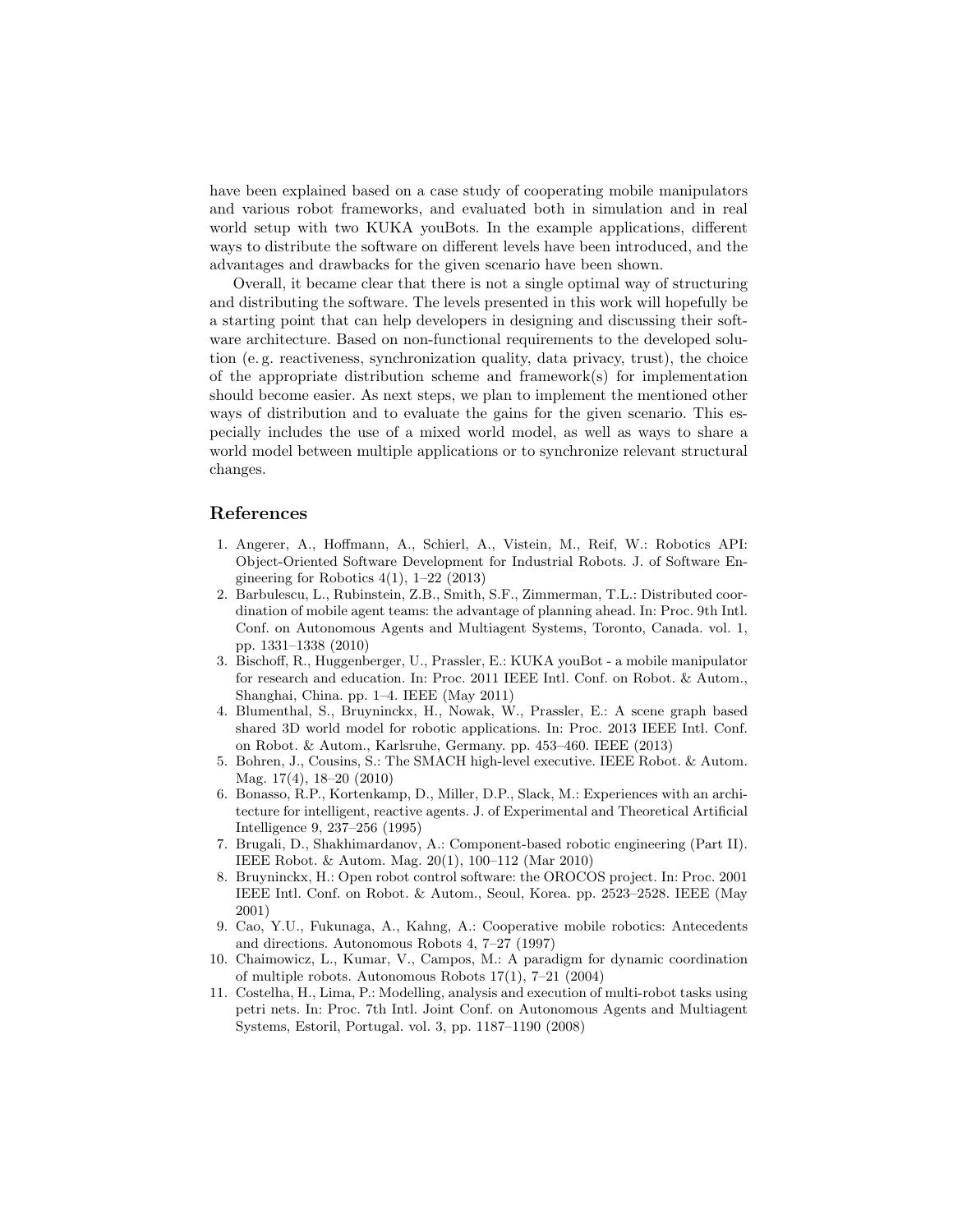have been explained based on a case study of cooperating mobile manipulators and various robot frameworks, and evaluated both in simulation and in real world setup with two KUKA youBots. In the example applications, different ways to distribute the software on different levels have been introduced, and the advantages and drawbacks for the given scenario have been shown.

Overall, it became clear that there is not a single optimal way of structuring and distributing the software. The levels presented in this work will hopefully be a starting point that can help developers in designing and discussing their software architecture. Based on non-functional requirements to the developed solution (e. g. reactiveness, synchronization quality, data privacy, trust), the choice of the appropriate distribution scheme and framework(s) for implementation should become easier. As next steps, we plan to implement the mentioned other ways of distribution and to evaluate the gains for the given scenario. This especially includes the use of a mixed world model, as well as ways to share a world model between multiple applications or to synchronize relevant structural changes.

## References

1. Angerer, A., Hoffmann, A., Schierl, A., Vistein, M., Reif, W.: Robotics API: Object-Oriented Software Development for Industrial Robots. J. of Software Engineering for Robotics 4(1), 1–22 (2013)
2. Barbulescu, L., Rubinstein, Z.B., Smith, S.F., Zimmerman, T.L.: Distributed coordination of mobile agent teams: the advantage of planning ahead. In: Proc. 9th Intl. Conf. on Autonomous Agents and Multiagent Systems, Toronto, Canada. vol. 1, pp. 1331–1338 (2010)
3. Bischoff, R., Huggenberger, U., Prassler, E.: KUKA youBot - a mobile manipulator for research and education. In: Proc. 2011 IEEE Intl. Conf. on Robot. & Autom., Shanghai, China. pp. 1–4. IEEE (May 2011)
4. Blumenthal, S., Bruyninckx, H., Nowak, W., Prassler, E.: A scene graph based shared 3D world model for robotic applications. In: Proc. 2013 IEEE Intl. Conf. on Robot. & Autom., Karlsruhe, Germany. pp. 453–460. IEEE (2013)
5. Bohren, J., Cousins, S.: The SMACH high-level executive. IEEE Robot. & Autom. Mag. 17(4), 18–20 (2010)
6. Bonasso, R.P., Kortenkamp, D., Miller, D.P., Slack, M.: Experiences with an architecture for intelligent, reactive agents. J. of Experimental and Theoretical Artificial Intelligence 9, 237–256 (1995)
7. Brugali, D., Shakhimardanov, A.: Component-based robotic engineering (Part II). IEEE Robot. & Autom. Mag. 20(1), 100–112 (Mar 2010)
8. Bruyninckx, H.: Open robot control software: the OROCOS project. In: Proc. 2001 IEEE Intl. Conf. on Robot. & Autom., Seoul, Korea. pp. 2523–2528. IEEE (May 2001)
9. Cao, Y.U., Fukunaga, A., Kahng, A.: Cooperative mobile robotics: Antecedents and directions. Autonomous Robots 4, 7–27 (1997)
10. Chaimowicz, L., Kumar, V., Campos, M.: A paradigm for dynamic coordination of multiple robots. Autonomous Robots 17(1), 7–21 (2004)
11. Costelha, H., Lima, P.: Modelling, analysis and execution of multi-robot tasks using petri nets. In: Proc. 7th Intl. Joint Conf. on Autonomous Agents and Multiagent Systems, Estoril, Portugal. vol. 3, pp. 1187–1190 (2008)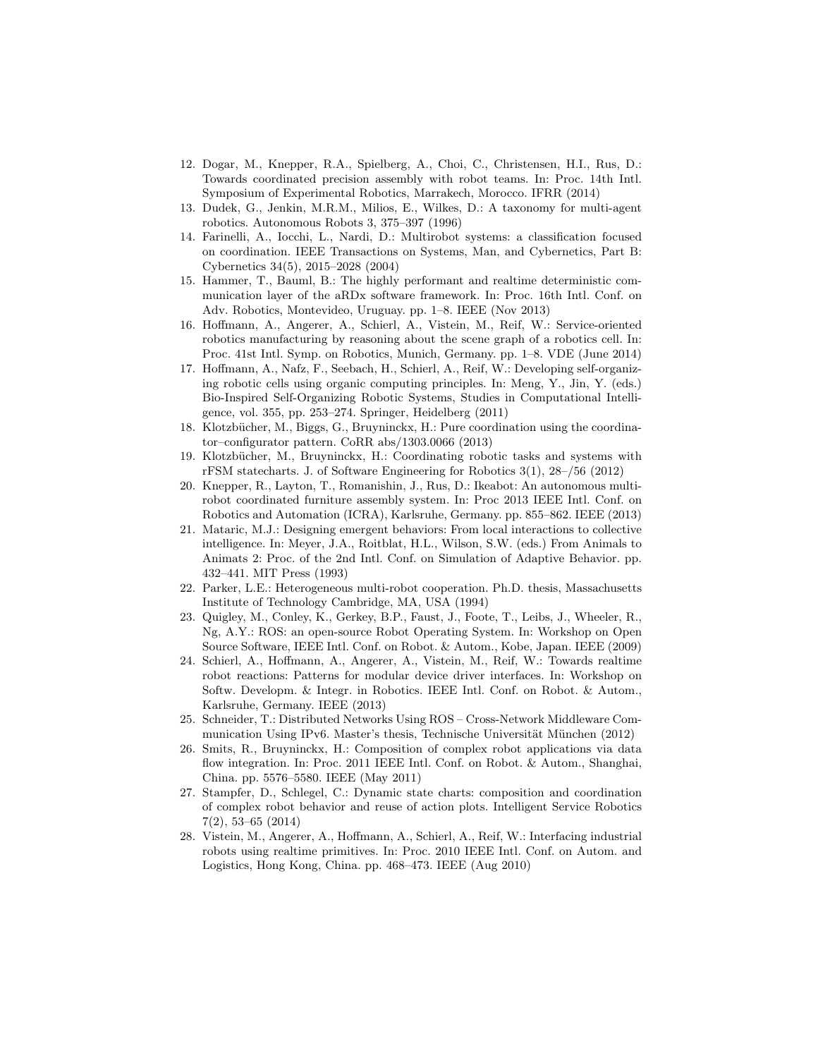12. Dogar, M., Knepper, R.A., Spielberg, A., Choi, C., Christensen, H.I., Rus, D.: Towards coordinated precision assembly with robot teams. In: Proc. 14th Intl. Symposium of Experimental Robotics, Marrakech, Morocco. IFRR (2014)
13. Dudek, G., Jenkin, M.R.M., Milios, E., Wilkes, D.: A taxonomy for multi-agent robotics. Autonomous Robots 3, 375–397 (1996)
14. Farinelli, A., Iocchi, L., Nardi, D.: Multirobot systems: a classification focused on coordination. IEEE Transactions on Systems, Man, and Cybernetics, Part B: Cybernetics 34(5), 2015–2028 (2004)
15. Hammer, T., Bauml, B.: The highly performant and realtime deterministic communication layer of the aRDx software framework. In: Proc. 16th Intl. Conf. on Adv. Robotics, Montevideo, Uruguay. pp. 1–8. IEEE (Nov 2013)
16. Hoffmann, A., Angerer, A., Schierl, A., Vistein, M., Reif, W.: Service-oriented robotics manufacturing by reasoning about the scene graph of a robotics cell. In: Proc. 41st Intl. Symp. on Robotics, Munich, Germany. pp. 1–8. VDE (June 2014)
17. Hoffmann, A., Nafz, F., Seebach, H., Schierl, A., Reif, W.: Developing self-organizing robotic cells using organic computing principles. In: Meng, Y., Jin, Y. (eds.) Bio-Inspired Self-Organizing Robotic Systems, Studies in Computational Intelligence, vol. 355, pp. 253–274. Springer, Heidelberg (2011)
18. Klotzbücher, M., Biggs, G., Bruyninckx, H.: Pure coordination using the coordinator–configurator pattern. CoRR abs/1303.0066 (2013)
19. Klotzbücher, M., Bruyninckx, H.: Coordinating robotic tasks and systems with rFSM statecharts. J. of Software Engineering for Robotics 3(1), 28–/56 (2012)
20. Knepper, R., Layton, T., Romanishin, J., Rus, D.: Ikeabot: An autonomous multi-robot coordinated furniture assembly system. In: Proc 2013 IEEE Intl. Conf. on Robotics and Automation (ICRA), Karlsruhe, Germany. pp. 855–862. IEEE (2013)
21. Mataric, M.J.: Designing emergent behaviors: From local interactions to collective intelligence. In: Meyer, J.A., Roitblat, H.L., Wilson, S.W. (eds.) From Animals to Animats 2: Proc. of the 2nd Intl. Conf. on Simulation of Adaptive Behavior. pp. 432–441. MIT Press (1993)
22. Parker, L.E.: Heterogeneous multi-robot cooperation. Ph.D. thesis, Massachusetts Institute of Technology Cambridge, MA, USA (1994)
23. Quigley, M., Conley, K., Gerkey, B.P., Faust, J., Foote, T., Leibs, J., Wheeler, R., Ng, A.Y.: ROS: an open-source Robot Operating System. In: Workshop on Open Source Software, IEEE Intl. Conf. on Robot. & Autom., Kobe, Japan. IEEE (2009)
24. Schierl, A., Hoffmann, A., Angerer, A., Vistein, M., Reif, W.: Towards realtime robot reactions: Patterns for modular device driver interfaces. In: Workshop on Softw. Developm. & Integr. in Robotics. IEEE Intl. Conf. on Robot. & Autom., Karlsruhe, Germany. IEEE (2013)
25. Schneider, T.: Distributed Networks Using ROS – Cross-Network Middleware Communication Using IPv6. Master's thesis, Technische Universität München (2012)
26. Smits, R., Bruyninckx, H.: Composition of complex robot applications via data flow integration. In: Proc. 2011 IEEE Intl. Conf. on Robot. & Autom., Shanghai, China. pp. 5576–5580. IEEE (May 2011)
27. Stampfer, D., Schlegel, C.: Dynamic state charts: composition and coordination of complex robot behavior and reuse of action plots. Intelligent Service Robotics 7(2), 53–65 (2014)
28. Vistein, M., Angerer, A., Hoffmann, A., Schierl, A., Reif, W.: Interfacing industrial robots using realtime primitives. In: Proc. 2010 IEEE Intl. Conf. on Autom. and Logistics, Hong Kong, China. pp. 468–473. IEEE (Aug 2010)